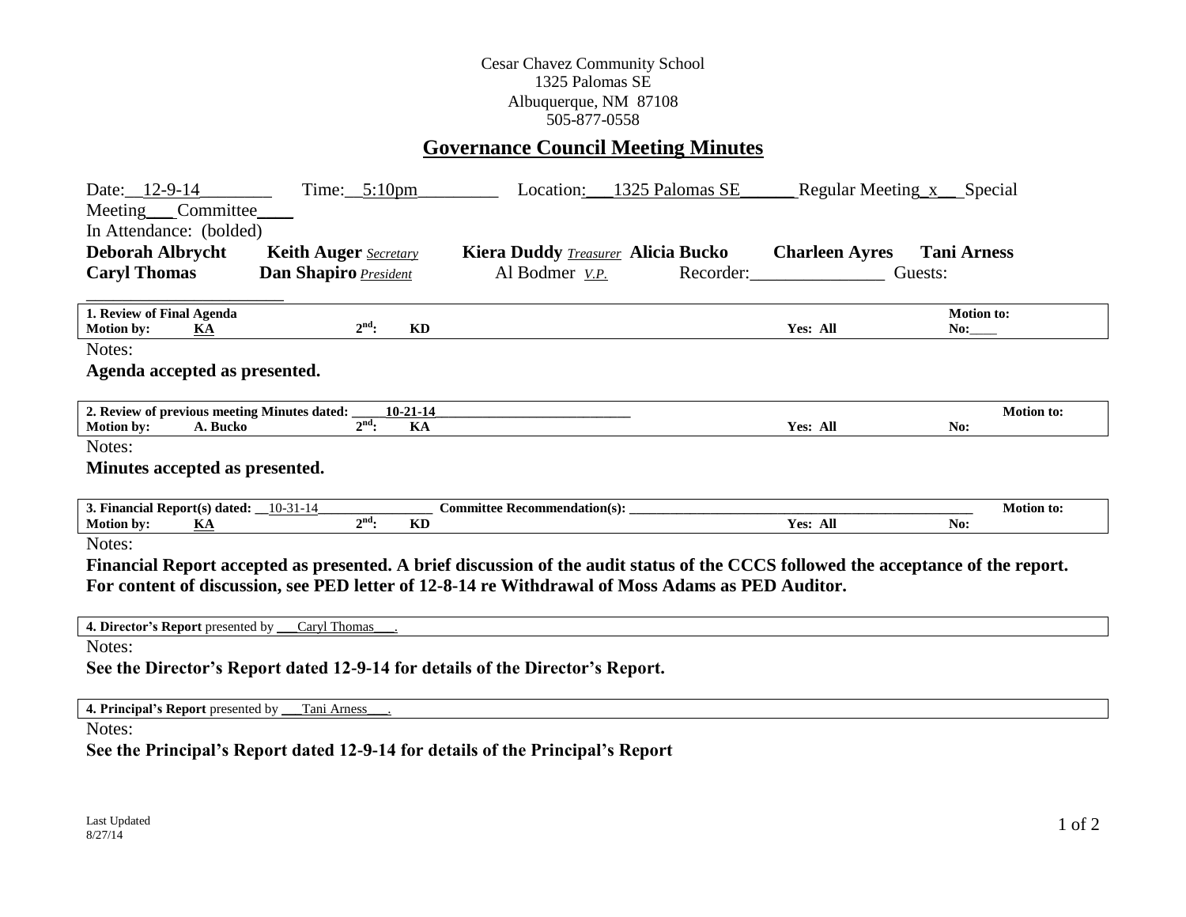Cesar Chavez Community School
1325 Palomas SE
Albuquerque, NM 87108
505-877-0558

# Governance Council Meeting Minutes

Date: 12-9-14 Time: 5:10pm Location: 1325 Palomas SE Regular Meeting x Special Meeting___ Committee____

In Attendance: (bolded)

**Deborah Albrycht** **Keith Auger** *Secretary* **Kiera Duddy** *Treasurer* **Alicia Bucko** **Charleen Ayres** **Tani Arness**
**Caryl Thomas** **Dan Shapiro** *President* Al Bodmer *V.P.* Recorder:_______________ Guests: ________________________

| **1. Review of Final Agenda** | | | **Motion to:** |
|---|---|---|---|
| **Motion by:** **KA** | **2nd: KD** | **Yes: All** | **No:**____ |

Notes:

**Agenda accepted as presented.**

| **2. Review of previous meeting Minutes dated: 10-21-14** | | | **Motion to:** |
|---|---|---|---|
| **Motion by:** **A. Bucko** | **2nd: KA** | **Yes: All** | **No:** |

Notes:

**Minutes accepted as presented.**

| **3. Financial Report(s) dated:** 10-31-14 | **Committee Recommendation(s):** | | **Motion to:** |
|---|---|---|---|
| **Motion by:** **KA** | **2nd: KD** | **Yes: All** | **No:** |

Notes:

**Financial Report accepted as presented. A brief discussion of the audit status of the CCCS followed the acceptance of the report. For content of discussion, see PED letter of 12-8-14 re Withdrawal of Moss Adams as PED Auditor.**

**4. Director's Report** presented by Caryl Thomas.

Notes:

**See the Director's Report dated 12-9-14 for details of the Director's Report.**

**4. Principal's Report** presented by Tani Arness.

Notes:

**See the Principal's Report dated 12-9-14 for details of the Principal's Report**

Last Updated
8/27/14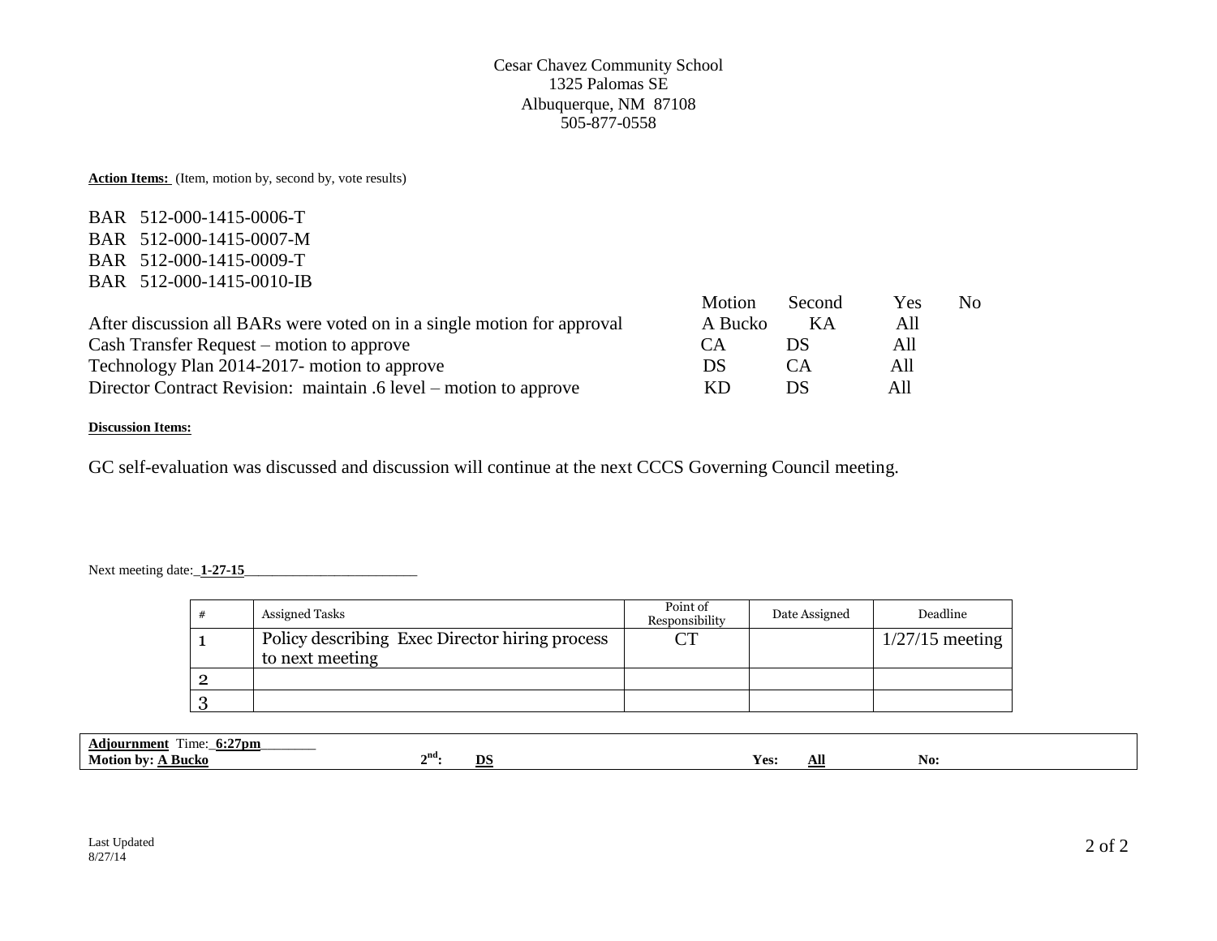Cesar Chavez Community School
1325 Palomas SE
Albuquerque, NM 87108
505-877-0558

**Action Items:** (Item, motion by, second by, vote results)

BAR 512-000-1415-0006-T
BAR 512-000-1415-0007-M
BAR 512-000-1415-0009-T
BAR 512-000-1415-0010-IB

| | Motion | Second | Yes | No |
|---|---|---|---|---|
| After discussion all BARs were voted on in a single motion for approval | A Bucko | KA | All | |
| Cash Transfer Request – motion to approve | CA | DS | All | |
| Technology Plan 2014-2017- motion to approve | DS | CA | All | |
| Director Contract Revision: maintain .6 level – motion to approve | KD | DS | All | |

**Discussion Items:**

GC self-evaluation was discussed and discussion will continue at the next CCCS Governing Council meeting.

Next meeting date: **1-27-15**

| # | Assigned Tasks | Point of Responsibility | Date Assigned | Deadline |
|---|---|---|---|---|
| 1 | Policy describing Exec Director hiring process to next meeting | CT | | 1/27/15 meeting |
| 2 | | | | |
| 3 | | | | |

**Adjournment** Time: **6:27pm**
**Motion by: A Bucko** **2nd: DS** **Yes: All** **No:**

Last Updated
8/27/14